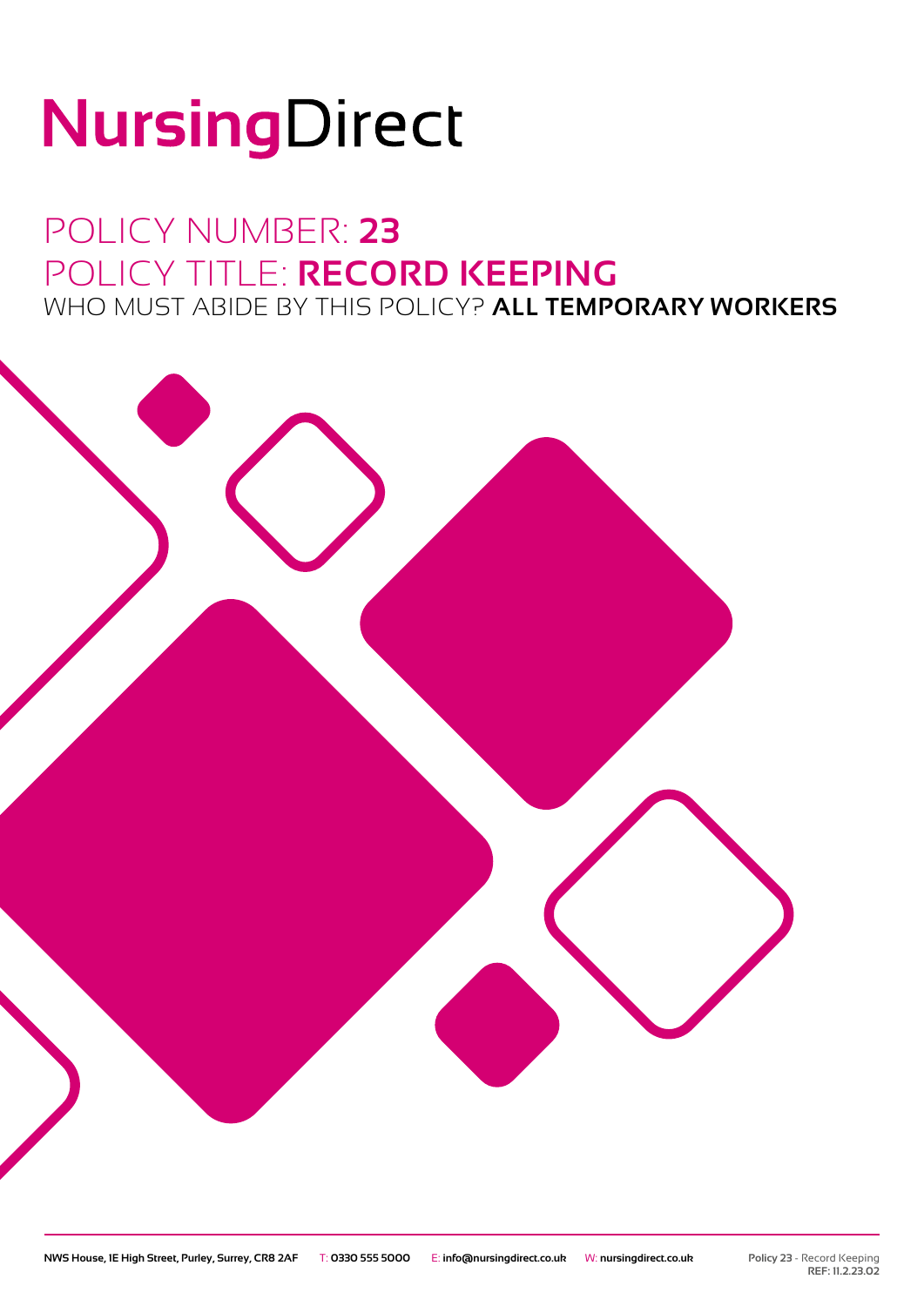# NursingDirect

## POLICY NUMBER: **23**
## POLICY TITLE: **RECORD KEEPING**
### WHO MUST ABIDE BY THIS POLICY? **ALL TEMPORARY WORKERS**

NWS House, 1E High Street, Purley, Surrey, CR8 2AF T: 0330 555 5000 E: info@nursingdirect.co.uk W: nursingdirect.co.uk

Policy 23 - Record Keeping
REF: 11.2.23.02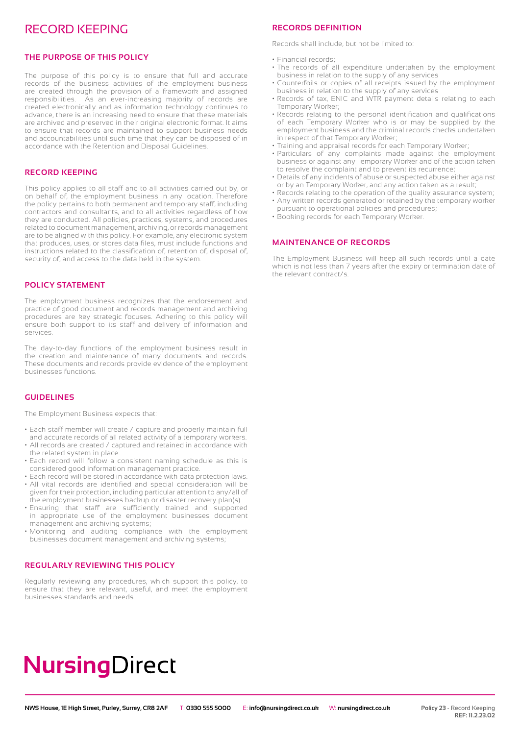# RECORD KEEPING

## THE PURPOSE OF THIS POLICY

The purpose of this policy is to ensure that full and accurate records of the business activities of the employment business are created through the provision of a framework and assigned responsibilities. As an ever-increasing majority of records are created electronically and as information technology continues to advance, there is an increasing need to ensure that these materials are archived and preserved in their original electronic format. It aims to ensure that records are maintained to support business needs and accountabilities until such time that they can be disposed of in accordance with the Retention and Disposal Guidelines.

## RECORD KEEPING

This policy applies to all staff and to all activities carried out by, or on behalf of, the employment business in any location. Therefore the policy pertains to both permanent and temporary staff, including contractors and consultants, and to all activities regardless of how they are conducted. All policies, practices, systems, and procedures related to document management, archiving, or records management are to be aligned with this policy. For example, any electronic system that produces, uses, or stores data files, must include functions and instructions related to the classification of, retention of, disposal of, security of, and access to the data held in the system.

## POLICY STATEMENT

The employment business recognizes that the endorsement and practice of good document and records management and archiving procedures are key strategic focuses. Adhering to this policy will ensure both support to its staff and delivery of information and services.

The day-to-day functions of the employment business result in the creation and maintenance of many documents and records. These documents and records provide evidence of the employment businesses functions.

## GUIDELINES

The Employment Business expects that:

- Each staff member will create / capture and properly maintain full and accurate records of all related activity of a temporary workers.
- All records are created / captured and retained in accordance with the related system in place.
- Each record will follow a consistent naming schedule as this is considered good information management practice.
- Each record will be stored in accordance with data protection laws.
- All vital records are identified and special consideration will be given for their protection, including particular attention to any/all of the employment businesses backup or disaster recovery plan(s).
- Ensuring that staff are sufficiently trained and supported in appropriate use of the employment businesses document management and archiving systems;
- Monitoring and auditing compliance with the employment businesses document management and archiving systems;

## REGULARLY REVIEWING THIS POLICY

Regularly reviewing any procedures, which support this policy, to ensure that they are relevant, useful, and meet the employment businesses standards and needs.

## RECORDS DEFINITION

Records shall include, but not be limited to:

- Financial records;
- The records of all expenditure undertaken by the employment business in relation to the supply of any services
- Counterfoils or copies of all receipts issued by the employment business in relation to the supply of any services
- Records of tax, ENIC and WTR payment details relating to each Temporary Worker;
- Records relating to the personal identification and qualifications of each Temporary Worker who is or may be supplied by the employment business and the criminal records checks undertaken in respect of that Temporary Worker;
- Training and appraisal records for each Temporary Worker;
- Particulars of any complaints made against the employment business or against any Temporary Worker and of the action taken to resolve the complaint and to prevent its recurrence;
- Details of any incidents of abuse or suspected abuse either against or by an Temporary Worker, and any action taken as a result;
- Records relating to the operation of the quality assurance system;
- Any written records generated or retained by the temporary worker pursuant to operational policies and procedures;
- Booking records for each Temporary Worker.

## MAINTENANCE OF RECORDS

The Employment Business will keep all such records until a date which is not less than 7 years after the expiry or termination date of the relevant contract/s.

**Nursing**Direct

**NWS House, 1E High Street, Purley, Surrey, CR8 2AF** T: **0330 555 5000** E: **info@nursingdirect.co.uk** W: **nursingdirect.co.uk**

**Policy 23** - Record Keeping
**REF: 11.2.23.02**